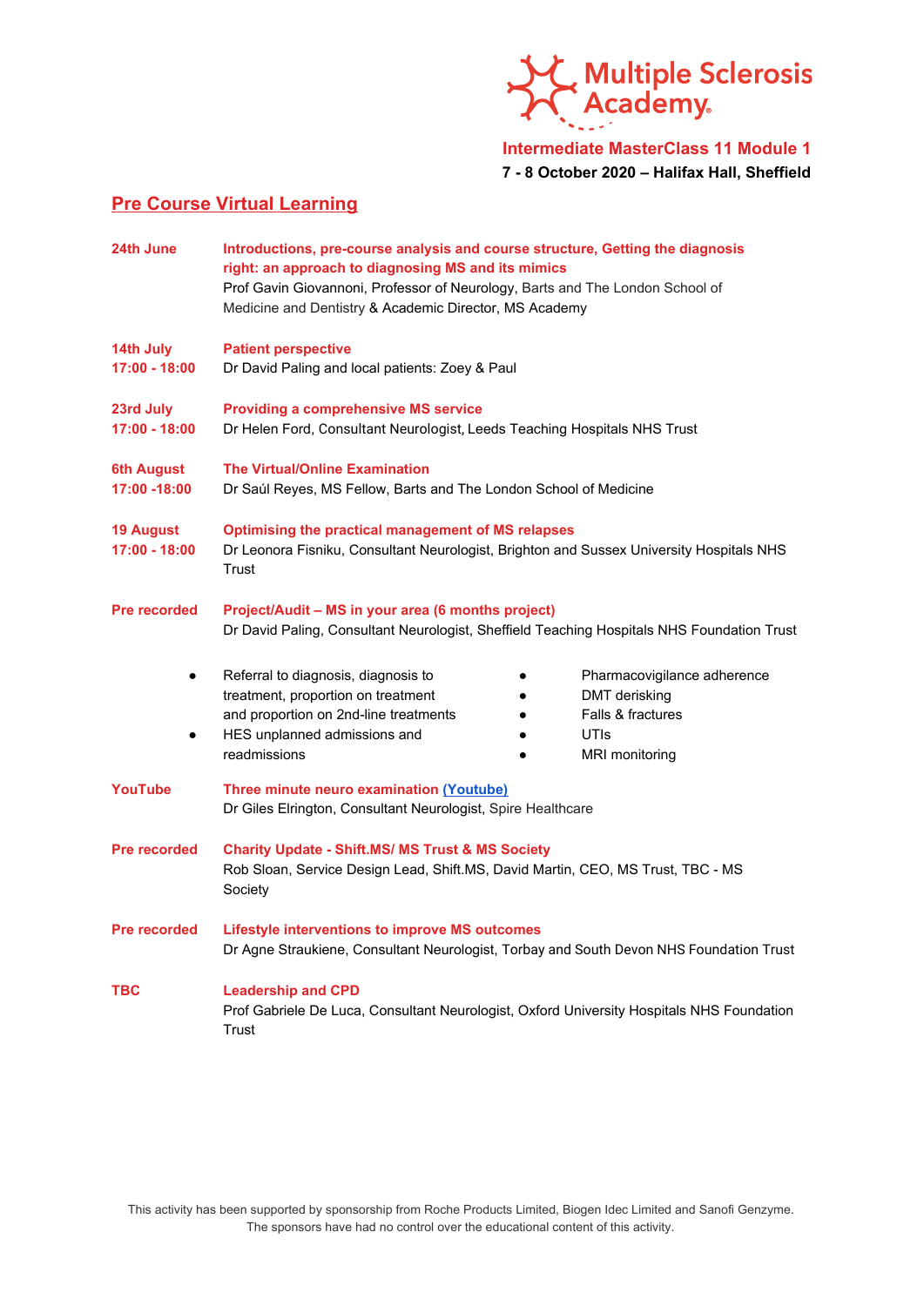Multiple Sclerosis Academy

**Intermediate MasterClass 11 Module 1**

**7 - 8 October 2020 – Halifax Hall, Sheffield**

## Pre Course Virtual Learning

**24th June**

**Introductions, pre-course analysis and course structure, Getting the diagnosis right: an approach to diagnosing MS and its mimics**
Prof Gavin Giovannoni, Professor of Neurology, Barts and The London School of Medicine and Dentistry & Academic Director, MS Academy

**14th July 17:00 - 18:00**

**Patient perspective**
Dr David Paling and local patients: Zoey & Paul

**23rd July 17:00 - 18:00**

**Providing a comprehensive MS service**
Dr Helen Ford, Consultant Neurologist, Leeds Teaching Hospitals NHS Trust

**6th August 17:00 -18:00**

**The Virtual/Online Examination**
Dr Saúl Reyes, MS Fellow, Barts and The London School of Medicine

**19 August 17:00 - 18:00**

**Optimising the practical management of MS relapses**
Dr Leonora Fisniku, Consultant Neurologist, Brighton and Sussex University Hospitals NHS Trust

**Pre recorded**

**Project/Audit – MS in your area (6 months project)**
Dr David Paling, Consultant Neurologist, Sheffield Teaching Hospitals NHS Foundation Trust

- Referral to diagnosis, diagnosis to treatment, proportion on treatment and proportion on 2nd-line treatments
- HES unplanned admissions and readmissions
- Pharmacovigilance adherence
- DMT derisking
- Falls & fractures
- UTIs
- MRI monitoring

**YouTube**

**Three minute neuro examination (Youtube)**
Dr Giles Elrington, Consultant Neurologist, Spire Healthcare

**Pre recorded**

**Charity Update - Shift.MS/ MS Trust & MS Society**
Rob Sloan, Service Design Lead, Shift.MS, David Martin, CEO, MS Trust, TBC - MS Society

**Pre recorded**

**Lifestyle interventions to improve MS outcomes**
Dr Agne Straukiene, Consultant Neurologist, Torbay and South Devon NHS Foundation Trust

**TBC**

**Leadership and CPD**
Prof Gabriele De Luca, Consultant Neurologist, Oxford University Hospitals NHS Foundation Trust

This activity has been supported by sponsorship from Roche Products Limited, Biogen Idec Limited and Sanofi Genzyme. The sponsors have had no control over the educational content of this activity.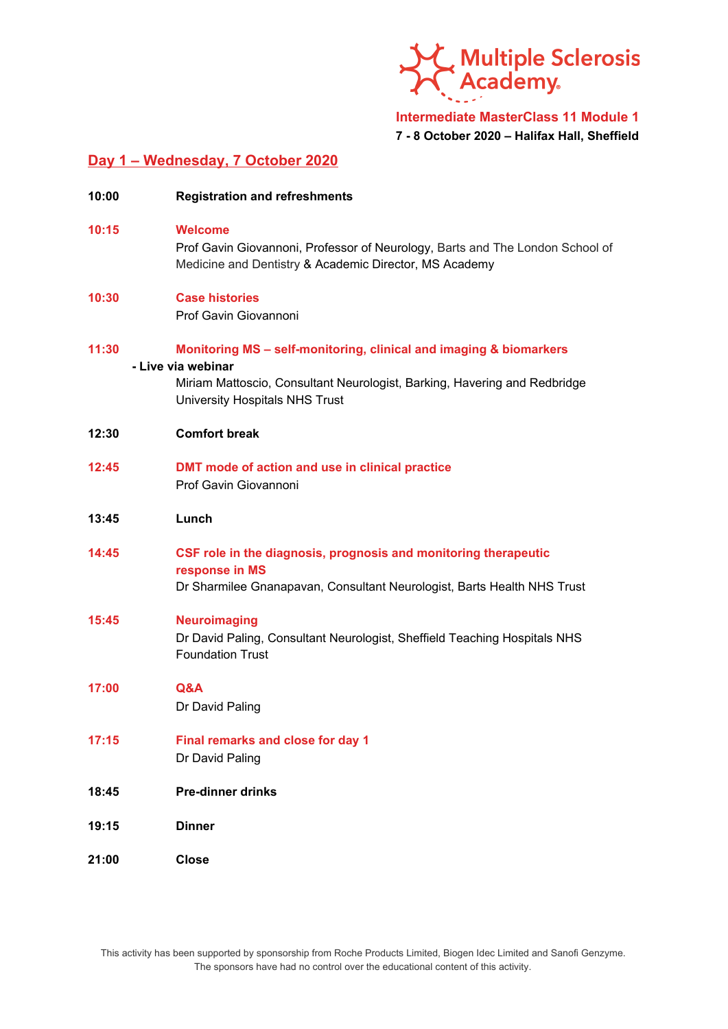**Intermediate MasterClass 11 Module 1**

**7 - 8 October 2020 – Halifax Hall, Sheffield**

## Day 1 – Wednesday, 7 October 2020

**10:00** **Registration and refreshments**

**10:15** **Welcome**
Prof Gavin Giovannoni, Professor of Neurology, Barts and The London School of Medicine and Dentistry & Academic Director, MS Academy

**10:30** **Case histories**
Prof Gavin Giovannoni

**11:30** **Monitoring MS – self-monitoring, clinical and imaging & biomarkers**
**- Live via webinar**
Miriam Mattoscio, Consultant Neurologist, Barking, Havering and Redbridge University Hospitals NHS Trust

**12:30** **Comfort break**

**12:45** **DMT mode of action and use in clinical practice**
Prof Gavin Giovannoni

**13:45** **Lunch**

**14:45** **CSF role in the diagnosis, prognosis and monitoring therapeutic response in MS**
Dr Sharmilee Gnanapavan, Consultant Neurologist, Barts Health NHS Trust

**15:45** **Neuroimaging**
Dr David Paling, Consultant Neurologist, Sheffield Teaching Hospitals NHS Foundation Trust

**17:00** **Q&A**
Dr David Paling

**17:15** **Final remarks and close for day 1**
Dr David Paling

**18:45** **Pre-dinner drinks**

**19:15** **Dinner**

**21:00** **Close**

This activity has been supported by sponsorship from Roche Products Limited, Biogen Idec Limited and Sanofi Genzyme. The sponsors have had no control over the educational content of this activity.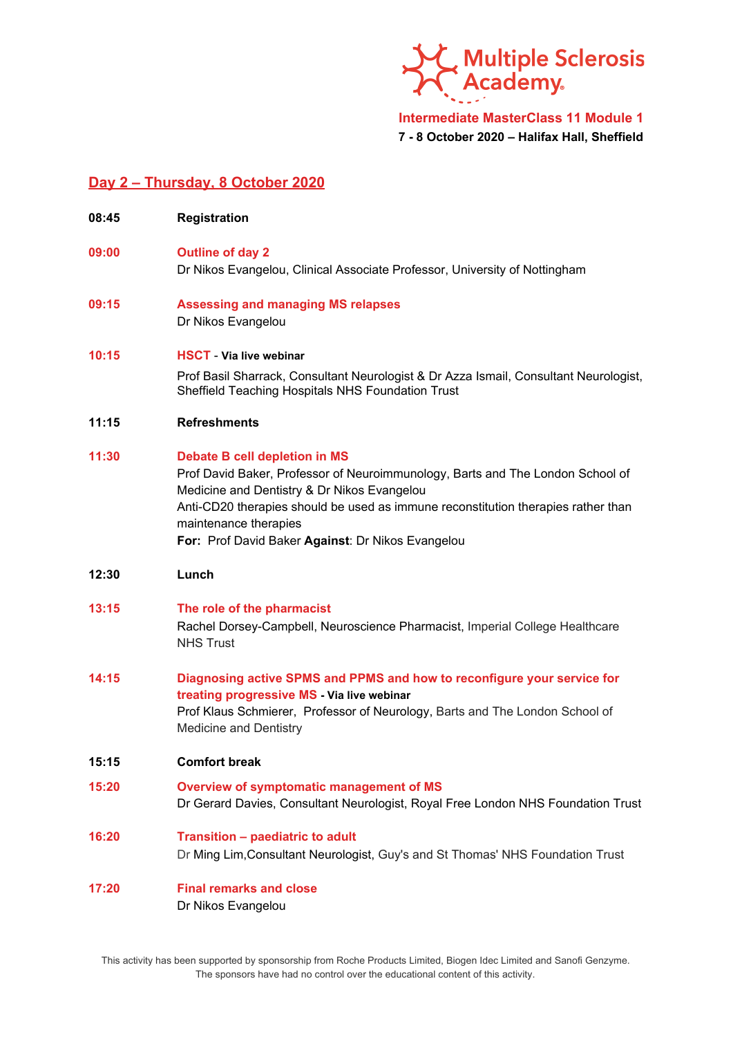Multiple Sclerosis Academy

**Intermediate MasterClass 11 Module 1**

**7 - 8 October 2020 – Halifax Hall, Sheffield**

## Day 2 – Thursday, 8 October 2020

**08:45** **Registration**

**09:00** **Outline of day 2**
Dr Nikos Evangelou, Clinical Associate Professor, University of Nottingham

**09:15** **Assessing and managing MS relapses**
Dr Nikos Evangelou

**10:15** **HSCT** - **Via live webinar**
Prof Basil Sharrack, Consultant Neurologist & Dr Azza Ismail, Consultant Neurologist, Sheffield Teaching Hospitals NHS Foundation Trust

**11:15** **Refreshments**

**11:30** **Debate B cell depletion in MS**
Prof David Baker, Professor of Neuroimmunology, Barts and The London School of Medicine and Dentistry & Dr Nikos Evangelou
Anti-CD20 therapies should be used as immune reconstitution therapies rather than maintenance therapies
**For:** Prof David Baker **Against**: Dr Nikos Evangelou

**12:30** **Lunch**

**13:15** **The role of the pharmacist**
Rachel Dorsey-Campbell, Neuroscience Pharmacist, Imperial College Healthcare NHS Trust

**14:15** **Diagnosing active SPMS and PPMS and how to reconfigure your service for treating progressive MS** - **Via live webinar**
Prof Klaus Schmierer, Professor of Neurology, Barts and The London School of Medicine and Dentistry

**15:15** **Comfort break**

**15:20** **Overview of symptomatic management of MS**
Dr Gerard Davies, Consultant Neurologist, Royal Free London NHS Foundation Trust

**16:20** **Transition – paediatric to adult**
Dr Ming Lim,Consultant Neurologist, Guy's and St Thomas' NHS Foundation Trust

**17:20** **Final remarks and close**
Dr Nikos Evangelou

This activity has been supported by sponsorship from Roche Products Limited, Biogen Idec Limited and Sanofi Genzyme. The sponsors have had no control over the educational content of this activity.